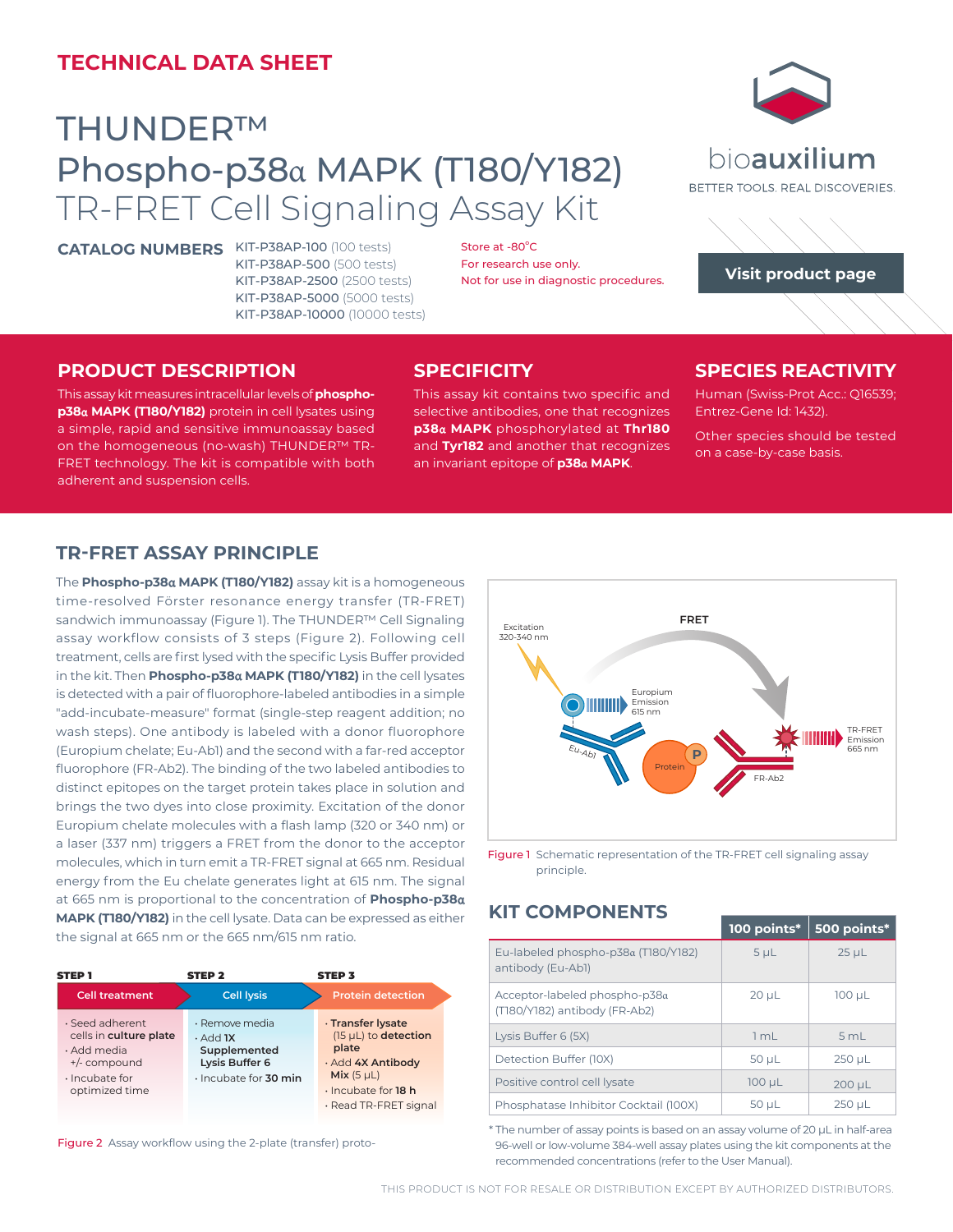# TECHNICAL DATA SHEET

# THUNDER™ Phospho-p38α MAPK (T180/Y182) TR-FRET Cell Signaling Assay Kit

bioauxilium
BETTER TOOLS. REAL DISCOVERIES.

**CATALOG NUMBERS**
- **KIT-P38AP-100** (100 tests)
- **KIT-P38AP-500** (500 tests)
- **KIT-P38AP-2500** (2500 tests)
- **KIT-P38AP-5000** (5000 tests)
- **KIT-P38AP-10000** (10000 tests)

Store at -80°C
For research use only.
Not for use in diagnostic procedures.

Visit product page

## PRODUCT DESCRIPTION

This assay kit measures intracellular levels of **phospho-p38α MAPK (T180/Y182)** protein in cell lysates using a simple, rapid and sensitive immunoassay based on the homogeneous (no-wash) THUNDER™ TR-FRET technology. The kit is compatible with both adherent and suspension cells.

## SPECIFICITY

This assay kit contains two specific and selective antibodies, one that recognizes **p38α MAPK** phosphorylated at **Thr180** and **Tyr182** and another that recognizes an invariant epitope of **p38α MAPK**.

## SPECIES REACTIVITY

Human (Swiss-Prot Acc.: Q16539; Entrez-Gene Id: 1432).

Other species should be tested on a case-by-case basis.

## TR-FRET ASSAY PRINCIPLE

The **Phospho-p38α MAPK (T180/Y182)** assay kit is a homogeneous time-resolved Förster resonance energy transfer (TR-FRET) sandwich immunoassay (Figure 1). The THUNDER™ Cell Signaling assay workflow consists of 3 steps (Figure 2). Following cell treatment, cells are first lysed with the specific Lysis Buffer provided in the kit. Then **Phospho-p38α MAPK (T180/Y182)** in the cell lysates is detected with a pair of fluorophore-labeled antibodies in a simple "add-incubate-measure" format (single-step reagent addition; no wash steps). One antibody is labeled with a donor fluorophore (Europium chelate; Eu-Ab1) and the second with a far-red acceptor fluorophore (FR-Ab2). The binding of the two labeled antibodies to distinct epitopes on the target protein takes place in solution and brings the two dyes into close proximity. Excitation of the donor Europium chelate molecules with a flash lamp (320 or 340 nm) or a laser (337 nm) triggers a FRET from the donor to the acceptor molecules, which in turn emit a TR-FRET signal at 665 nm. Residual energy from the Eu chelate generates light at 615 nm. The signal at 665 nm is proportional to the concentration of **Phospho-p38α MAPK (T180/Y182)** in the cell lysate. Data can be expressed as either the signal at 665 nm or the 665 nm/615 nm ratio.

Figure 1 Schematic representation of the TR-FRET cell signaling assay principle.

| STEP 1 | STEP 2 | STEP 3 |
|---|---|---|
| **Cell treatment** | **Cell lysis** | **Protein detection** |
| · Seed adherent cells in **culture plate**<br>· Add media +/- compound<br>· Incubate for optimized time | · Remove media<br>· Add **1X Supplemented Lysis Buffer 6**<br>· Incubate for **30 min** | · **Transfer lysate** (15 µL) to **detection plate**<br>· Add **4X Antibody Mix** (5 µL)<br>· Incubate for **18 h**<br>· Read TR-FRET signal |

Figure 2 Assay workflow using the 2-plate (transfer) proto-

## KIT COMPONENTS

| | 100 points* | 500 points* |
|---|---|---|
| Eu-labeled phospho-p38α (T180/Y182) antibody (Eu-Ab1) | 5 µL | 25 µL |
| Acceptor-labeled phospho-p38α (T180/Y182) antibody (FR-Ab2) | 20 µL | 100 µL |
| Lysis Buffer 6 (5X) | 1 mL | 5 mL |
| Detection Buffer (10X) | 50 µL | 250 µL |
| Positive control cell lysate | 100 µL | 200 µL |
| Phosphatase Inhibitor Cocktail (100X) | 50 µL | 250 µL |

\* The number of assay points is based on an assay volume of 20 µL in half-area 96-well or low-volume 384-well assay plates using the kit components at the recommended concentrations (refer to the User Manual).

THIS PRODUCT IS NOT FOR RESALE OR DISTRIBUTION EXCEPT BY AUTHORIZED DISTRIBUTORS.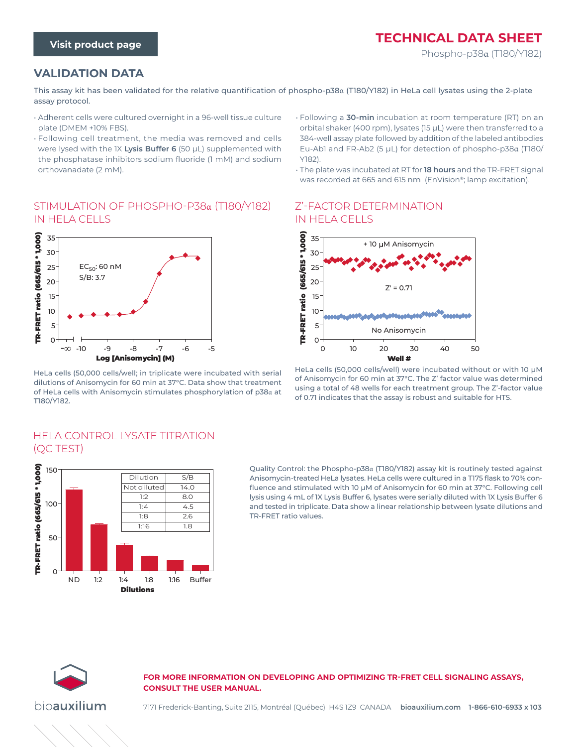Visit product page

# TECHNICAL DATA SHEET

Phospho-p38α (T180/Y182)

## VALIDATION DATA

This assay kit has been validated for the relative quantification of phospho-p38α (T180/Y182) in HeLa cell lysates using the 2-plate assay protocol.

- Adherent cells were cultured overnight in a 96-well tissue culture plate (DMEM +10% FBS).
- Following cell treatment, the media was removed and cells were lysed with the 1X **Lysis Buffer 6** (50 µL) supplemented with the phosphatase inhibitors sodium fluoride (1 mM) and sodium orthovanadate (2 mM).
- Following a **30-min** incubation at room temperature (RT) on an orbital shaker (400 rpm), lysates (15 µL) were then transferred to a 384-well assay plate followed by addition of the labeled antibodies Eu-Ab1 and FR-Ab2 (5 µL) for detection of phospho-p38α (T180/Y182).
- The plate was incubated at RT for **18 hours** and the TR-FRET signal was recorded at 665 and 615 nm (EnVision®; lamp excitation).

### STIMULATION OF PHOSPHO-P38α (T180/Y182) IN HELA CELLS

TR-FRET ratio (665/615 * 1,000)
35
30
25
20
15
10
5
0
$EC_{50}$: 60 nM
S/B: 3.7
-∞ -10 -9 -8 -7 -6 -5
Log [Anisomycin] (M)

HeLa cells (50,000 cells/well; in triplicate were incubated with serial dilutions of Anisomycin for 60 min at 37°C. Data show that treatment of HeLa cells with Anisomycin stimulates phosphorylation of p38α at T180/Y182.

### Z'-FACTOR DETERMINATION IN HELA CELLS

TR-FRET ratio (665/615 * 1,000)
35
30
25
20
15
10
5
0
+ 10 µM Anisomycin
Z' = 0.71
No Anisomycin
0 10 20 30 40 50
Well #

HeLa cells (50,000 cells/well) were incubated without or with 10 µM of Anisomycin for 60 min at 37°C. The Z' factor value was determined using a total of 48 wells for each treatment group. The Z'-factor value of 0.71 indicates that the assay is robust and suitable for HTS.

### HELA CONTROL LYSATE TITRATION (QC TEST)

TR-FRET ratio (665/615 * 1,000)
150
100
50
0
ND 1:2 1:4 1:8 1:16 Buffer
Dilutions

| Dilution | S/B |
|---|---|
| Not diluted | 14.0 |
| 1:2 | 8.0 |
| 1:4 | 4.5 |
| 1:8 | 2.6 |
| 1:16 | 1.8 |

Quality Control: the Phospho-p38α (T180/Y182) assay kit is routinely tested against Anisomycin-treated HeLa lysates. HeLa cells were cultured in a T175 flask to 70% confluence and stimulated with 10 µM of Anisomycin for 60 min at 37°C. Following cell lysis using 4 mL of 1X Lysis Buffer 6, lysates were serially diluted with 1X Lysis Buffer 6 and tested in triplicate. Data show a linear relationship between lysate dilutions and TR-FRET ratio values.

**FOR MORE INFORMATION ON DEVELOPING AND OPTIMIZING TR-FRET CELL SIGNALING ASSAYS, CONSULT THE USER MANUAL.**

bioauxilium

7171 Frederick-Banting, Suite 2115, Montréal (Québec) H4S 1Z9 CANADA **bioauxilium.com** **1-866-610-6933 x 103**